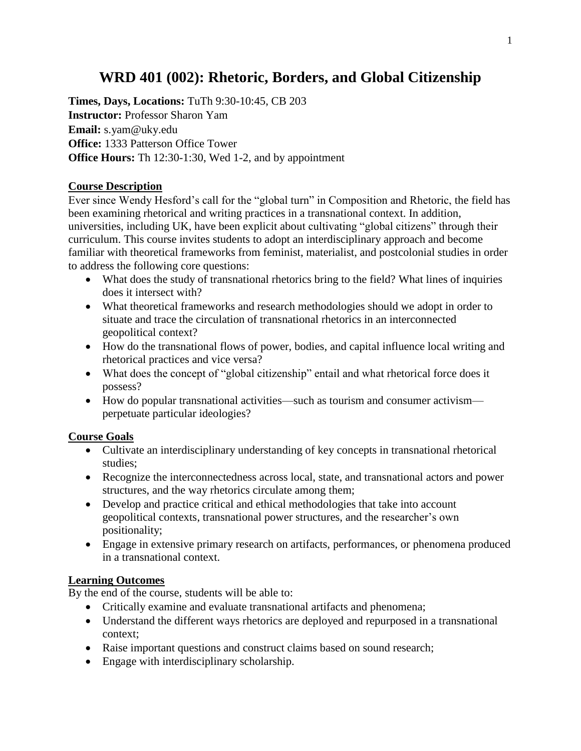# WRD 401 (002): Rhetoric, Borders, and Global Citizenship

**Times, Days, Locations:** TuTh 9:30-10:45, CB 203
**Instructor:** Professor Sharon Yam
**Email:** s.yam@uky.edu
**Office:** 1333 Patterson Office Tower
**Office Hours:** Th 12:30-1:30, Wed 1-2, and by appointment

## Course Description

Ever since Wendy Hesford's call for the "global turn" in Composition and Rhetoric, the field has been examining rhetorical and writing practices in a transnational context. In addition, universities, including UK, have been explicit about cultivating "global citizens" through their curriculum. This course invites students to adopt an interdisciplinary approach and become familiar with theoretical frameworks from feminist, materialist, and postcolonial studies in order to address the following core questions:

- What does the study of transnational rhetorics bring to the field? What lines of inquiries does it intersect with?
- What theoretical frameworks and research methodologies should we adopt in order to situate and trace the circulation of transnational rhetorics in an interconnected geopolitical context?
- How do the transnational flows of power, bodies, and capital influence local writing and rhetorical practices and vice versa?
- What does the concept of "global citizenship" entail and what rhetorical force does it possess?
- How do popular transnational activities—such as tourism and consumer activism—perpetuate particular ideologies?

## Course Goals

- Cultivate an interdisciplinary understanding of key concepts in transnational rhetorical studies;
- Recognize the interconnectedness across local, state, and transnational actors and power structures, and the way rhetorics circulate among them;
- Develop and practice critical and ethical methodologies that take into account geopolitical contexts, transnational power structures, and the researcher's own positionality;
- Engage in extensive primary research on artifacts, performances, or phenomena produced in a transnational context.

## Learning Outcomes

By the end of the course, students will be able to:

- Critically examine and evaluate transnational artifacts and phenomena;
- Understand the different ways rhetorics are deployed and repurposed in a transnational context;
- Raise important questions and construct claims based on sound research;
- Engage with interdisciplinary scholarship.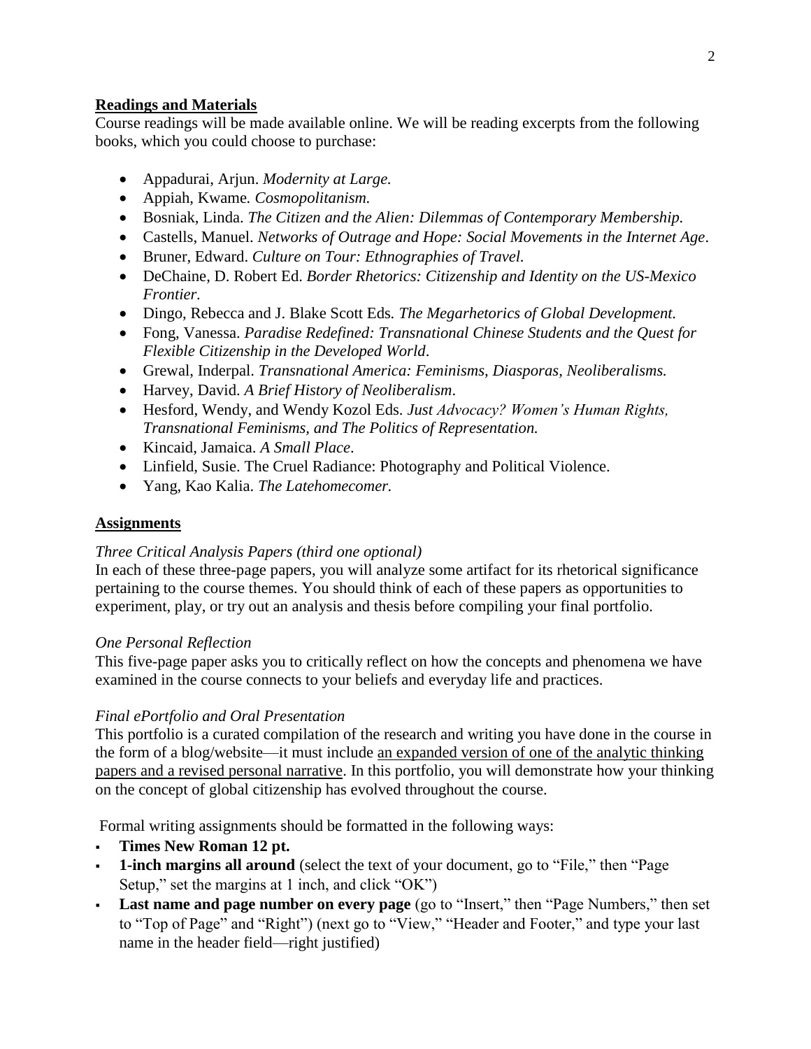## **Readings and Materials**

Course readings will be made available online. We will be reading excerpts from the following books, which you could choose to purchase:

- Appadurai, Arjun. *Modernity at Large.*
- Appiah, Kwame*. Cosmopolitanism.*
- Bosniak, Linda. *The Citizen and the Alien: Dilemmas of Contemporary Membership.*
- Castells, Manuel. *Networks of Outrage and Hope: Social Movements in the Internet Age*.
- Bruner, Edward. *Culture on Tour: Ethnographies of Travel.*
- DeChaine, D. Robert Ed. *Border Rhetorics: Citizenship and Identity on the US-Mexico Frontier.*
- Dingo, Rebecca and J. Blake Scott Eds*. The Megarhetorics of Global Development.*
- Fong, Vanessa. *Paradise Redefined: Transnational Chinese Students and the Quest for Flexible Citizenship in the Developed World*.
- Grewal, Inderpal. *Transnational America: Feminisms, Diasporas, Neoliberalisms.*
- Harvey, David. *A Brief History of Neoliberalism*.
- Hesford, Wendy, and Wendy Kozol Eds. *Just Advocacy? Women's Human Rights, Transnational Feminisms, and The Politics of Representation.*
- Kincaid, Jamaica. *A Small Place*.
- Linfield, Susie. The Cruel Radiance: Photography and Political Violence.
- Yang, Kao Kalia. *The Latehomecomer.*

## **Assignments**

*Three Critical Analysis Papers (third one optional)*

In each of these three-page papers, you will analyze some artifact for its rhetorical significance pertaining to the course themes. You should think of each of these papers as opportunities to experiment, play, or try out an analysis and thesis before compiling your final portfolio.

*One Personal Reflection*

This five-page paper asks you to critically reflect on how the concepts and phenomena we have examined in the course connects to your beliefs and everyday life and practices.

*Final ePortfolio and Oral Presentation*

This portfolio is a curated compilation of the research and writing you have done in the course in the form of a blog/website—it must include <u>an expanded version of one of the analytic thinking papers and a revised personal narrative</u>. In this portfolio, you will demonstrate how your thinking on the concept of global citizenship has evolved throughout the course.

Formal writing assignments should be formatted in the following ways:

- **Times New Roman 12 pt.**
- **1-inch margins all around** (select the text of your document, go to "File," then "Page Setup," set the margins at 1 inch, and click "OK")
- **Last name and page number on every page** (go to "Insert," then "Page Numbers," then set to "Top of Page" and "Right") (next go to "View," "Header and Footer," and type your last name in the header field—right justified)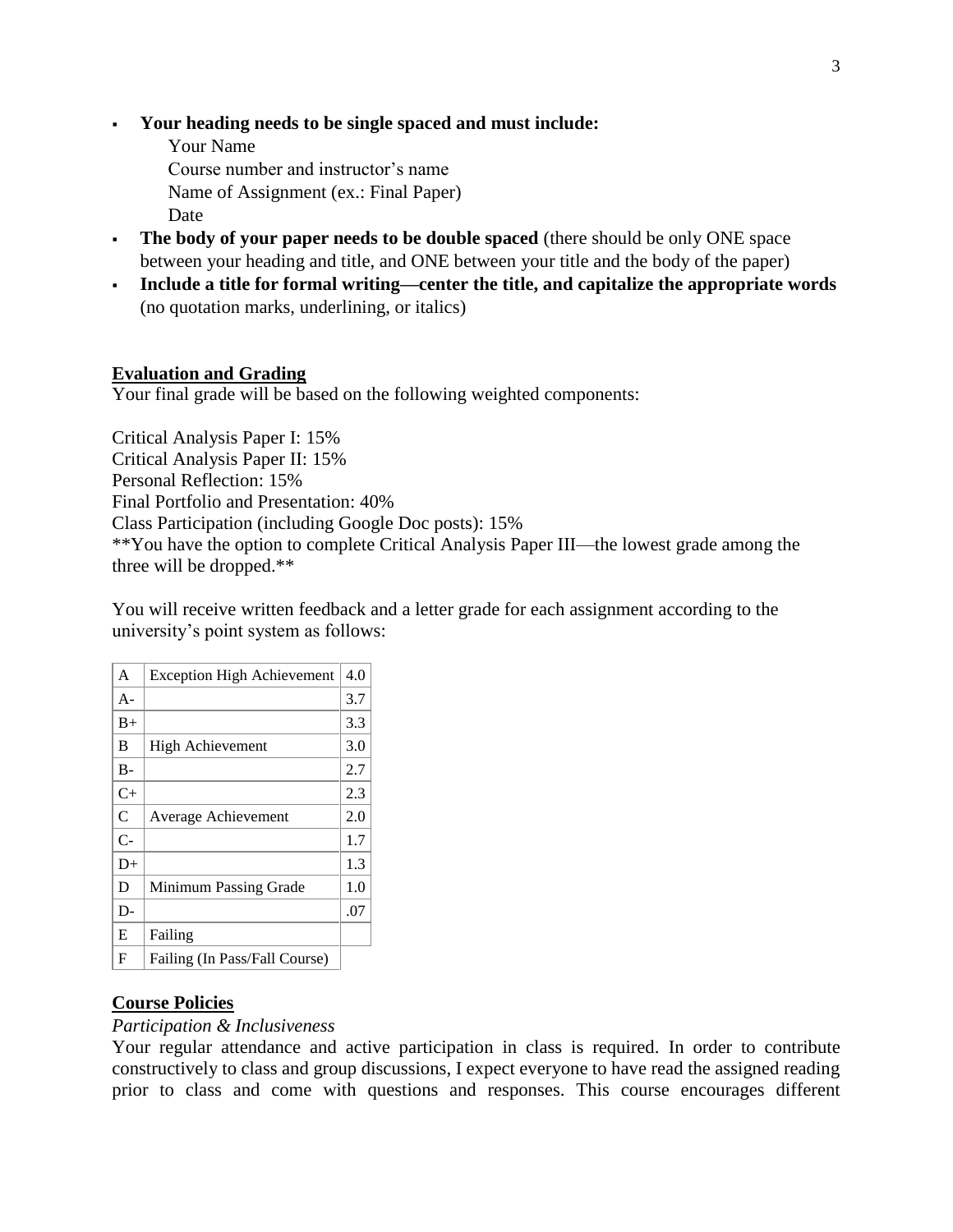- **Your heading needs to be single spaced and must include:**
  - Your Name
  - Course number and instructor's name
  - Name of Assignment (ex.: Final Paper)
  - Date
- **The body of your paper needs to be double spaced** (there should be only ONE space between your heading and title, and ONE between your title and the body of the paper)
- **Include a title for formal writing—center the title, and capitalize the appropriate words** (no quotation marks, underlining, or italics)

## Evaluation and Grading

Your final grade will be based on the following weighted components:

Critical Analysis Paper I: 15%
Critical Analysis Paper II: 15%
Personal Reflection: 15%
Final Portfolio and Presentation: 40%
Class Participation (including Google Doc posts): 15%
**You have the option to complete Critical Analysis Paper III—the lowest grade among the three will be dropped.**

You will receive written feedback and a letter grade for each assignment according to the university's point system as follows:

| A | Exception High Achievement | 4.0 |
|---|---|---|
| A- | | 3.7 |
| B+ | | 3.3 |
| B | High Achievement | 3.0 |
| B- | | 2.7 |
| C+ | | 2.3 |
| C | Average Achievement | 2.0 |
| C- | | 1.7 |
| D+ | | 1.3 |
| D | Minimum Passing Grade | 1.0 |
| D- | | .07 |
| E | Failing | |
| F | Failing (In Pass/Fall Course) | |

## Course Policies

*Participation & Inclusiveness*

Your regular attendance and active participation in class is required. In order to contribute constructively to class and group discussions, I expect everyone to have read the assigned reading prior to class and come with questions and responses. This course encourages different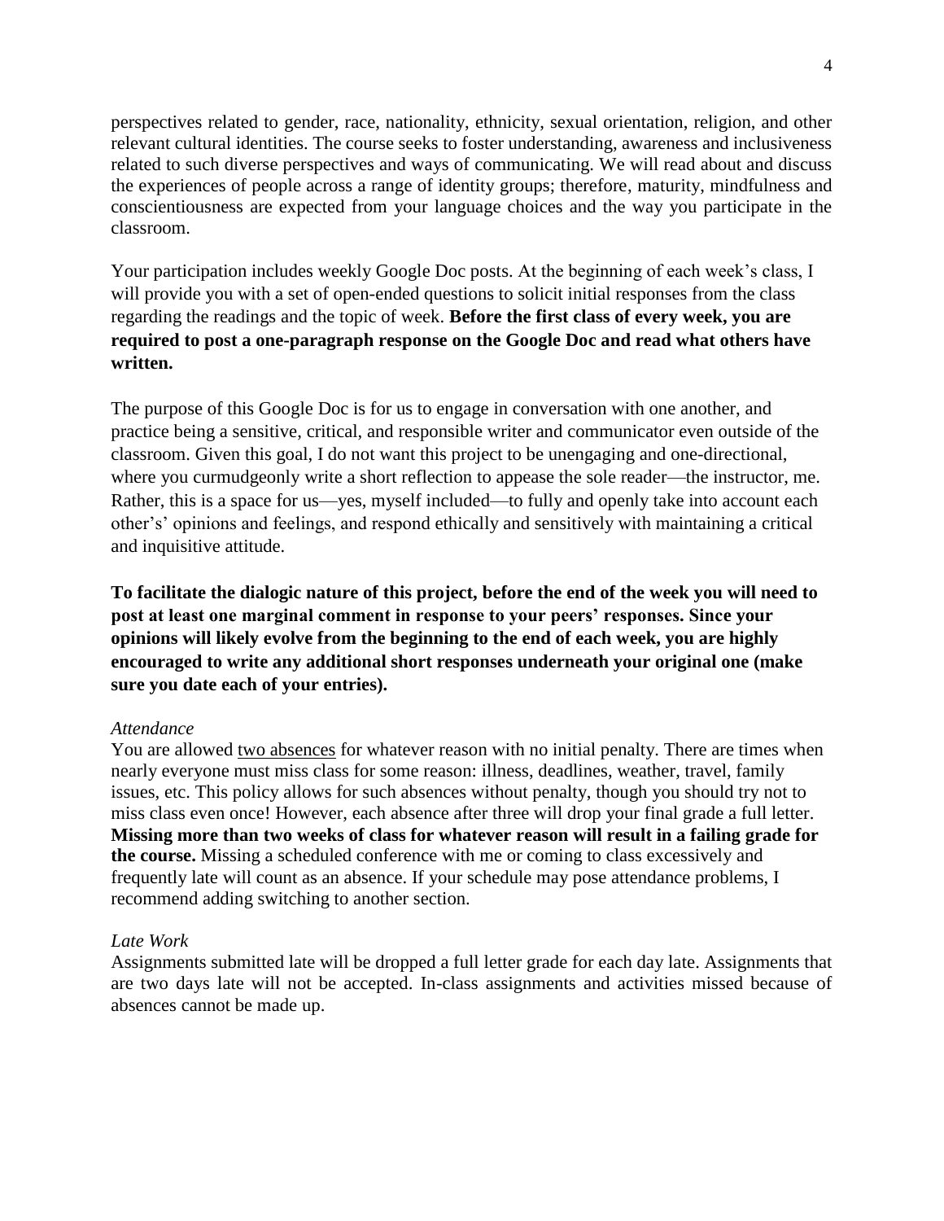perspectives related to gender, race, nationality, ethnicity, sexual orientation, religion, and other relevant cultural identities. The course seeks to foster understanding, awareness and inclusiveness related to such diverse perspectives and ways of communicating. We will read about and discuss the experiences of people across a range of identity groups; therefore, maturity, mindfulness and conscientiousness are expected from your language choices and the way you participate in the classroom.

Your participation includes weekly Google Doc posts. At the beginning of each week's class, I will provide you with a set of open-ended questions to solicit initial responses from the class regarding the readings and the topic of week. **Before the first class of every week, you are required to post a one-paragraph response on the Google Doc and read what others have written.**

The purpose of this Google Doc is for us to engage in conversation with one another, and practice being a sensitive, critical, and responsible writer and communicator even outside of the classroom. Given this goal, I do not want this project to be unengaging and one-directional, where you curmudgeonly write a short reflection to appease the sole reader—the instructor, me. Rather, this is a space for us—yes, myself included—to fully and openly take into account each other's' opinions and feelings, and respond ethically and sensitively with maintaining a critical and inquisitive attitude.

**To facilitate the dialogic nature of this project, before the end of the week you will need to post at least one marginal comment in response to your peers' responses. Since your opinions will likely evolve from the beginning to the end of each week, you are highly encouraged to write any additional short responses underneath your original one (make sure you date each of your entries).**

*Attendance*

You are allowed <u>two absences</u> for whatever reason with no initial penalty. There are times when nearly everyone must miss class for some reason: illness, deadlines, weather, travel, family issues, etc. This policy allows for such absences without penalty, though you should try not to miss class even once! However, each absence after three will drop your final grade a full letter. **Missing more than two weeks of class for whatever reason will result in a failing grade for the course.** Missing a scheduled conference with me or coming to class excessively and frequently late will count as an absence. If your schedule may pose attendance problems, I recommend adding switching to another section.

*Late Work*

Assignments submitted late will be dropped a full letter grade for each day late. Assignments that are two days late will not be accepted. In-class assignments and activities missed because of absences cannot be made up.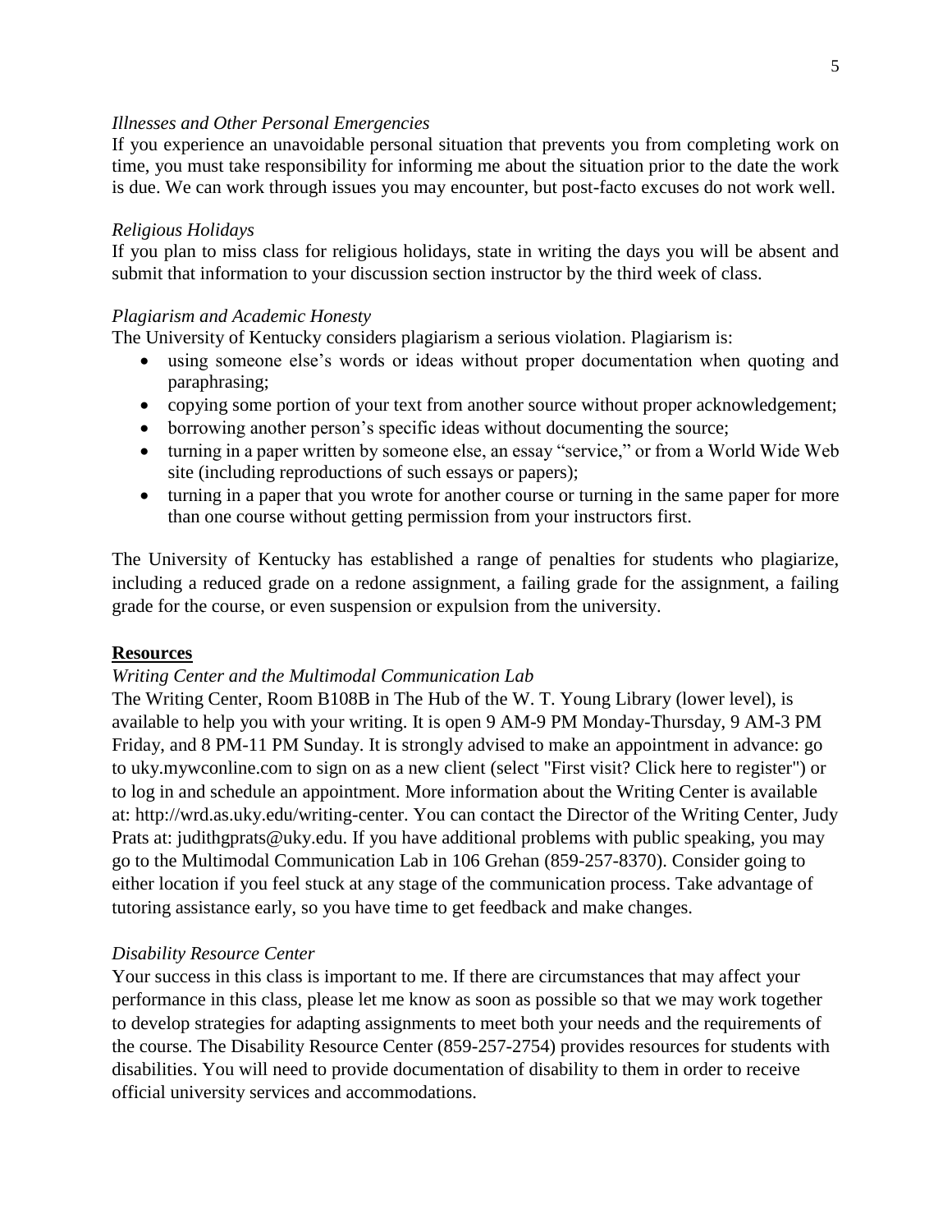*Illnesses and Other Personal Emergencies*

If you experience an unavoidable personal situation that prevents you from completing work on time, you must take responsibility for informing me about the situation prior to the date the work is due. We can work through issues you may encounter, but post-facto excuses do not work well.

*Religious Holidays*

If you plan to miss class for religious holidays, state in writing the days you will be absent and submit that information to your discussion section instructor by the third week of class.

*Plagiarism and Academic Honesty*

The University of Kentucky considers plagiarism a serious violation. Plagiarism is:

- using someone else's words or ideas without proper documentation when quoting and paraphrasing;
- copying some portion of your text from another source without proper acknowledgement;
- borrowing another person's specific ideas without documenting the source;
- turning in a paper written by someone else, an essay "service," or from a World Wide Web site (including reproductions of such essays or papers);
- turning in a paper that you wrote for another course or turning in the same paper for more than one course without getting permission from your instructors first.

The University of Kentucky has established a range of penalties for students who plagiarize, including a reduced grade on a redone assignment, a failing grade for the assignment, a failing grade for the course, or even suspension or expulsion from the university.

**Resources**

*Writing Center and the Multimodal Communication Lab*

The Writing Center, Room B108B in The Hub of the W. T. Young Library (lower level), is available to help you with your writing. It is open 9 AM-9 PM Monday-Thursday, 9 AM-3 PM Friday, and 8 PM-11 PM Sunday. It is strongly advised to make an appointment in advance: go to uky.mywconline.com to sign on as a new client (select "First visit? Click here to register") or to log in and schedule an appointment. More information about the Writing Center is available at: http://wrd.as.uky.edu/writing-center. You can contact the Director of the Writing Center, Judy Prats at: judithgprats@uky.edu. If you have additional problems with public speaking, you may go to the Multimodal Communication Lab in 106 Grehan (859-257-8370). Consider going to either location if you feel stuck at any stage of the communication process. Take advantage of tutoring assistance early, so you have time to get feedback and make changes.

*Disability Resource Center*

Your success in this class is important to me. If there are circumstances that may affect your performance in this class, please let me know as soon as possible so that we may work together to develop strategies for adapting assignments to meet both your needs and the requirements of the course. The Disability Resource Center (859-257-2754) provides resources for students with disabilities. You will need to provide documentation of disability to them in order to receive official university services and accommodations.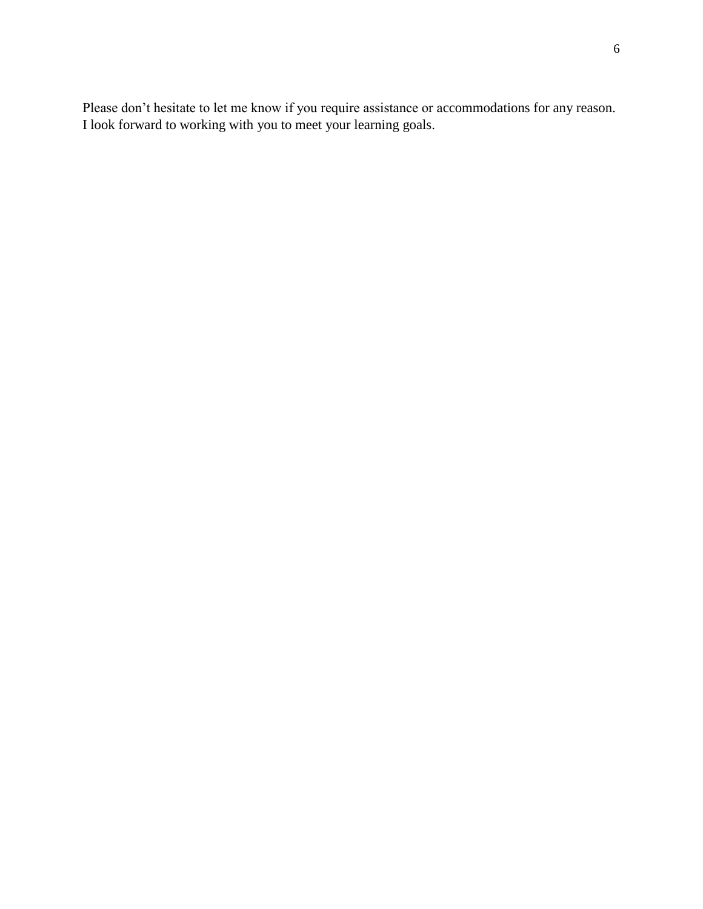Please don’t hesitate to let me know if you require assistance or accommodations for any reason. I look forward to working with you to meet your learning goals.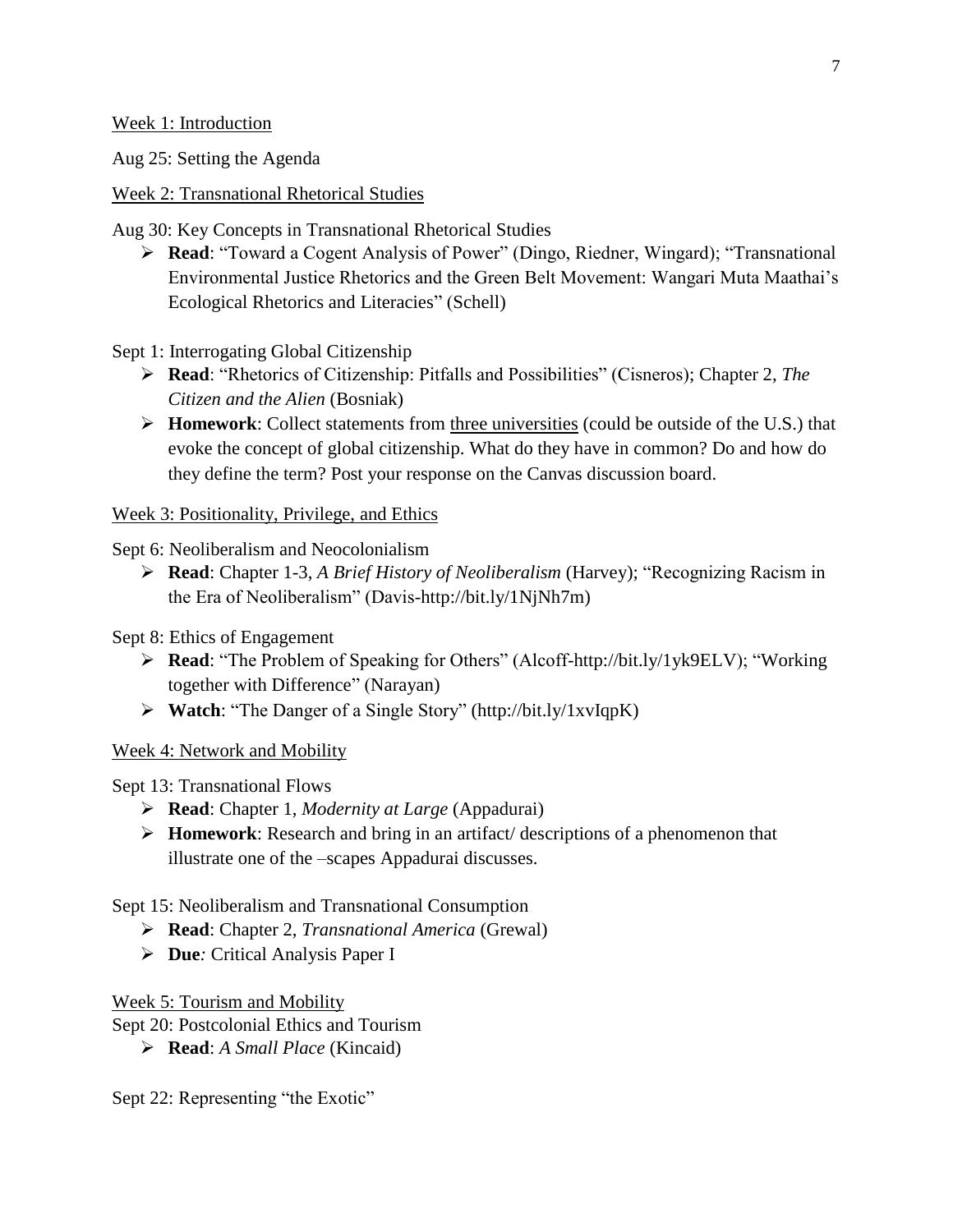<u>Week 1: Introduction</u>

Aug 25: Setting the Agenda

<u>Week 2: Transnational Rhetorical Studies</u>

Aug 30: Key Concepts in Transnational Rhetorical Studies

- **Read**: "Toward a Cogent Analysis of Power" (Dingo, Riedner, Wingard); "Transnational Environmental Justice Rhetorics and the Green Belt Movement: Wangari Muta Maathai's Ecological Rhetorics and Literacies" (Schell)

Sept 1: Interrogating Global Citizenship

- **Read**: "Rhetorics of Citizenship: Pitfalls and Possibilities" (Cisneros); Chapter 2, *The Citizen and the Alien* (Bosniak)
- **Homework**: Collect statements from <u>three universities</u> (could be outside of the U.S.) that evoke the concept of global citizenship. What do they have in common? Do and how do they define the term? Post your response on the Canvas discussion board.

<u>Week 3: Positionality, Privilege, and Ethics</u>

Sept 6: Neoliberalism and Neocolonialism

- **Read**: Chapter 1-3, *A Brief History of Neoliberalism* (Harvey); "Recognizing Racism in the Era of Neoliberalism" (Davis-http://bit.ly/1NjNh7m)

Sept 8: Ethics of Engagement

- **Read**: "The Problem of Speaking for Others" (Alcoff-http://bit.ly/1yk9ELV); "Working together with Difference" (Narayan)
- **Watch**: "The Danger of a Single Story" (http://bit.ly/1xvIqpK)

<u>Week 4: Network and Mobility</u>

Sept 13: Transnational Flows

- **Read**: Chapter 1, *Modernity at Large* (Appadurai)
- **Homework**: Research and bring in an artifact/ descriptions of a phenomenon that illustrate one of the –scapes Appadurai discusses.

Sept 15: Neoliberalism and Transnational Consumption

- **Read**: Chapter 2, *Transnational America* (Grewal)
- **Due***:* Critical Analysis Paper I

<u>Week 5: Tourism and Mobility</u>

Sept 20: Postcolonial Ethics and Tourism

- **Read**: *A Small Place* (Kincaid)

Sept 22: Representing "the Exotic"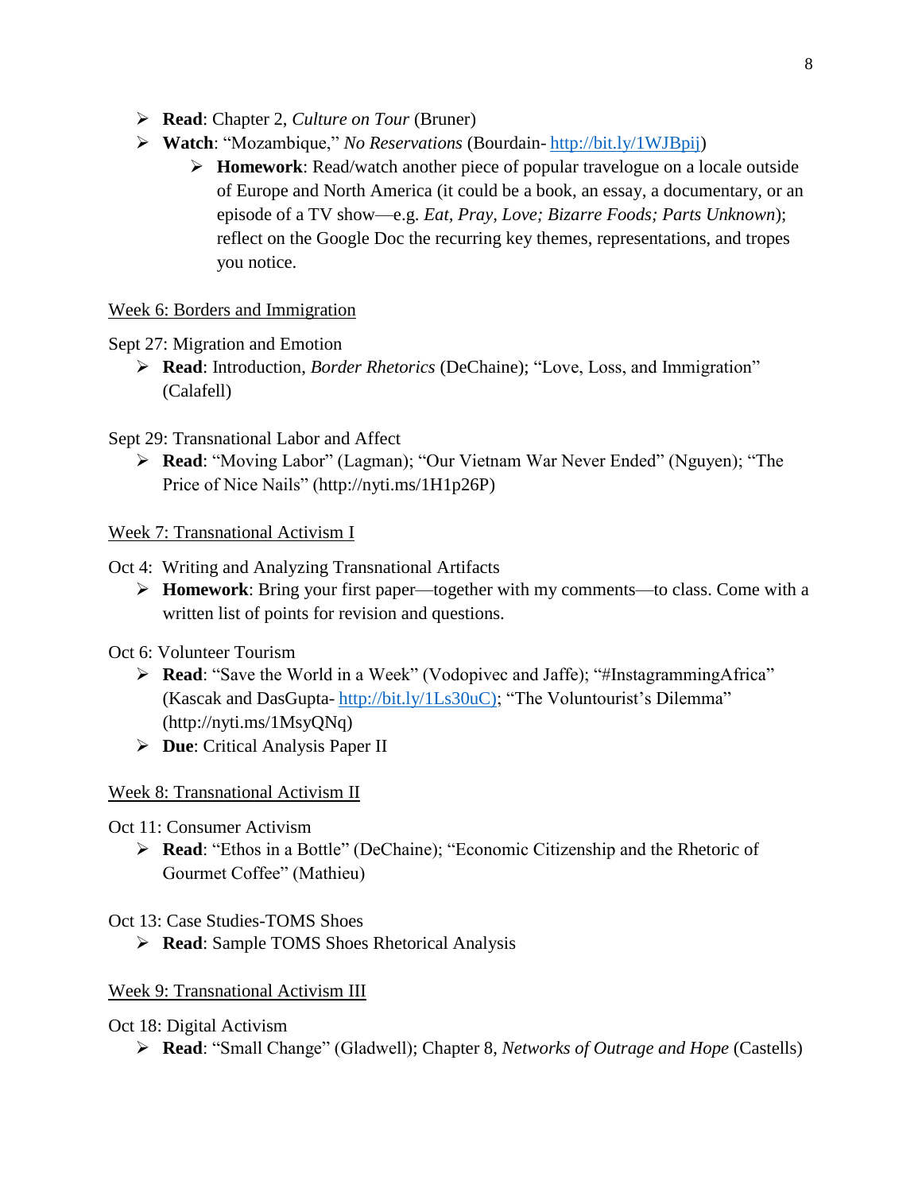- **Read**: Chapter 2, *Culture on Tour* (Bruner)
- **Watch**: "Mozambique," *No Reservations* (Bourdain- http://bit.ly/1WJBpij)
    - **Homework**: Read/watch another piece of popular travelogue on a locale outside of Europe and North America (it could be a book, an essay, a documentary, or an episode of a TV show—e.g. *Eat, Pray, Love; Bizarre Foods; Parts Unknown*); reflect on the Google Doc the recurring key themes, representations, and tropes you notice.

<u>Week 6: Borders and Immigration</u>

Sept 27: Migration and Emotion

- **Read**: Introduction, *Border Rhetorics* (DeChaine); "Love, Loss, and Immigration" (Calafell)

Sept 29: Transnational Labor and Affect

- **Read**: "Moving Labor" (Lagman); "Our Vietnam War Never Ended" (Nguyen); "The Price of Nice Nails" (http://nyti.ms/1H1p26P)

<u>Week 7: Transnational Activism I</u>

Oct 4: Writing and Analyzing Transnational Artifacts

- **Homework**: Bring your first paper—together with my comments—to class. Come with a written list of points for revision and questions.

Oct 6: Volunteer Tourism

- **Read**: "Save the World in a Week" (Vodopivec and Jaffe); "#InstagrammingAfrica" (Kascak and DasGupta- http://bit.ly/1Ls30uC); "The Voluntourist's Dilemma" (http://nyti.ms/1MsyQNq)
- **Due**: Critical Analysis Paper II

<u>Week 8: Transnational Activism II</u>

Oct 11: Consumer Activism

- **Read**: "Ethos in a Bottle" (DeChaine); "Economic Citizenship and the Rhetoric of Gourmet Coffee" (Mathieu)

Oct 13: Case Studies-TOMS Shoes

- **Read**: Sample TOMS Shoes Rhetorical Analysis

<u>Week 9: Transnational Activism III</u>

Oct 18: Digital Activism

- **Read**: "Small Change" (Gladwell); Chapter 8, *Networks of Outrage and Hope* (Castells)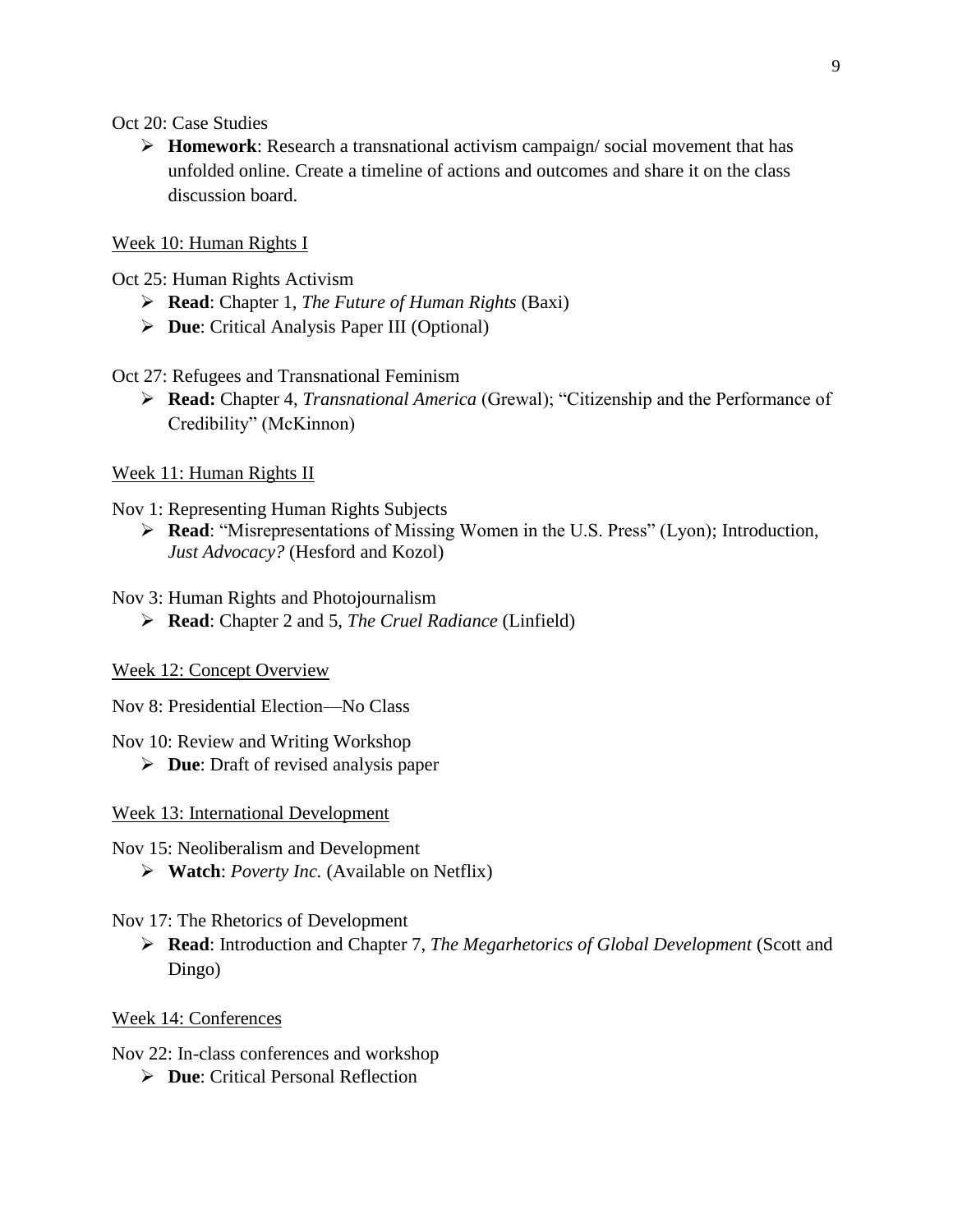Oct 20: Case Studies

- **Homework**: Research a transnational activism campaign/ social movement that has unfolded online. Create a timeline of actions and outcomes and share it on the class discussion board.

Week 10: Human Rights I

Oct 25: Human Rights Activism

- **Read**: Chapter 1, *The Future of Human Rights* (Baxi)
- **Due**: Critical Analysis Paper III (Optional)

Oct 27: Refugees and Transnational Feminism

- **Read:** Chapter 4, *Transnational America* (Grewal); "Citizenship and the Performance of Credibility" (McKinnon)

Week 11: Human Rights II

Nov 1: Representing Human Rights Subjects

- **Read**: "Misrepresentations of Missing Women in the U.S. Press" (Lyon); Introduction, *Just Advocacy?* (Hesford and Kozol)

Nov 3: Human Rights and Photojournalism

- **Read**: Chapter 2 and 5, *The Cruel Radiance* (Linfield)

Week 12: Concept Overview

Nov 8: Presidential Election—No Class

Nov 10: Review and Writing Workshop

- **Due**: Draft of revised analysis paper

Week 13: International Development

Nov 15: Neoliberalism and Development

- **Watch**: *Poverty Inc.* (Available on Netflix)

Nov 17: The Rhetorics of Development

- **Read**: Introduction and Chapter 7, *The Megarhetorics of Global Development* (Scott and Dingo)

Week 14: Conferences

Nov 22: In-class conferences and workshop

- **Due**: Critical Personal Reflection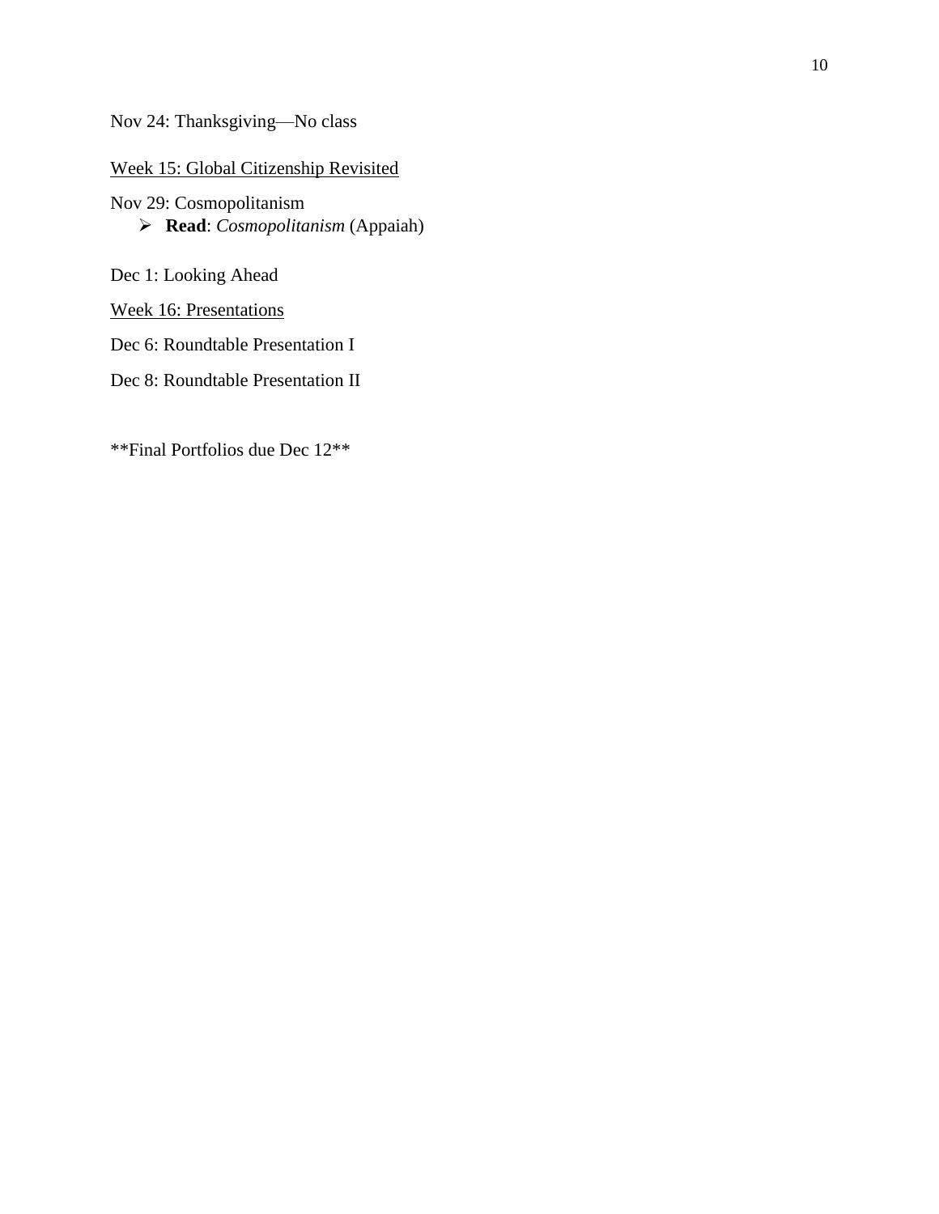Nov 24: Thanksgiving—No class

<u>Week 15: Global Citizenship Revisited</u>

Nov 29: Cosmopolitanism

- **Read**: *Cosmopolitanism* (Appaiah)

Dec 1: Looking Ahead

<u>Week 16: Presentations</u>

Dec 6: Roundtable Presentation I

Dec 8: Roundtable Presentation II

**Final Portfolios due Dec 12**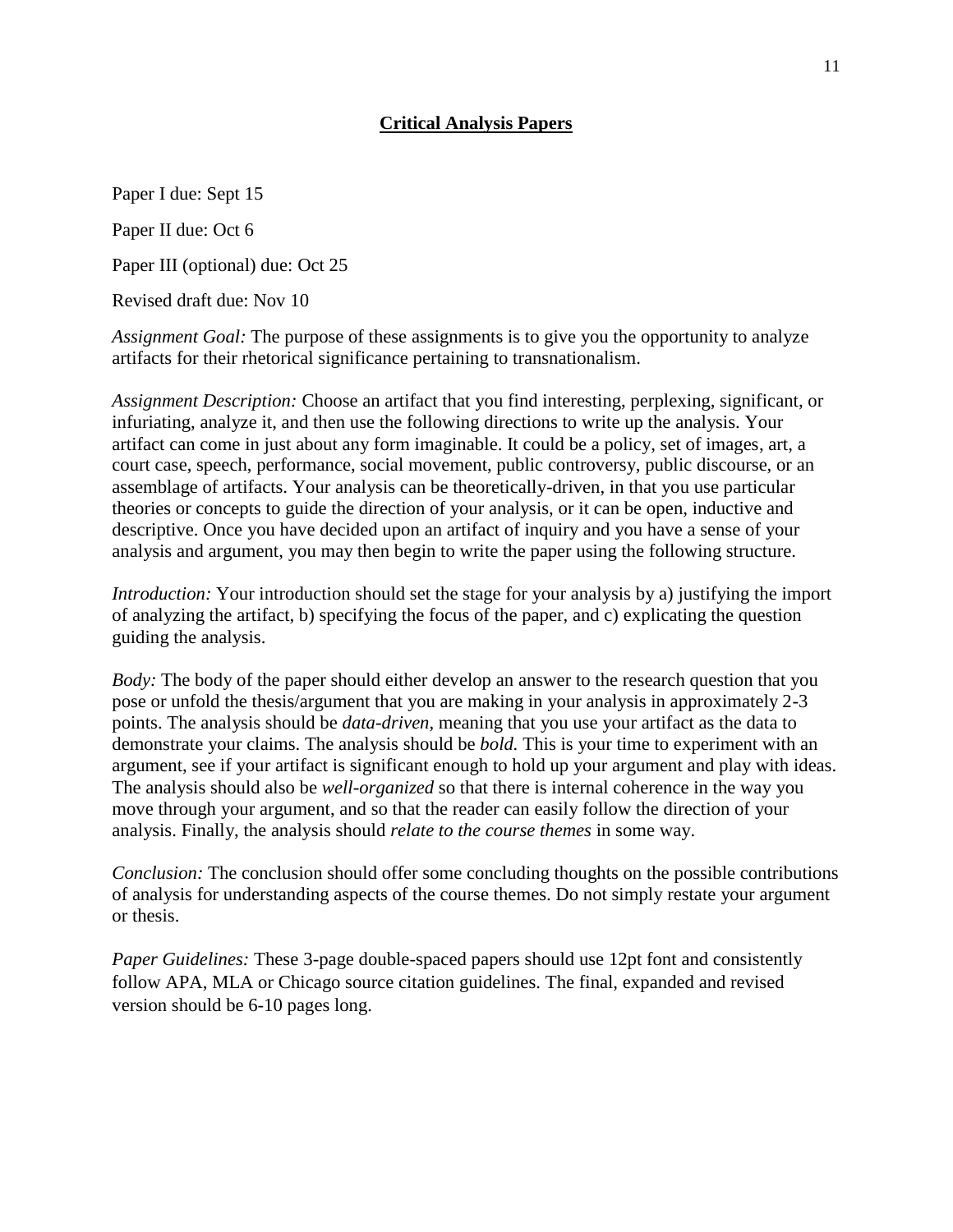# Critical Analysis Papers

Paper I due: Sept 15

Paper II due: Oct 6

Paper III (optional) due: Oct 25

Revised draft due: Nov 10

*Assignment Goal:* The purpose of these assignments is to give you the opportunity to analyze artifacts for their rhetorical significance pertaining to transnationalism.

*Assignment Description:* Choose an artifact that you find interesting, perplexing, significant, or infuriating, analyze it, and then use the following directions to write up the analysis. Your artifact can come in just about any form imaginable. It could be a policy, set of images, art, a court case, speech, performance, social movement, public controversy, public discourse, or an assemblage of artifacts. Your analysis can be theoretically-driven, in that you use particular theories or concepts to guide the direction of your analysis, or it can be open, inductive and descriptive. Once you have decided upon an artifact of inquiry and you have a sense of your analysis and argument, you may then begin to write the paper using the following structure.

*Introduction:* Your introduction should set the stage for your analysis by a) justifying the import of analyzing the artifact, b) specifying the focus of the paper, and c) explicating the question guiding the analysis.

*Body:* The body of the paper should either develop an answer to the research question that you pose or unfold the thesis/argument that you are making in your analysis in approximately 2-3 points. The analysis should be *data-driven*, meaning that you use your artifact as the data to demonstrate your claims. The analysis should be *bold.* This is your time to experiment with an argument, see if your artifact is significant enough to hold up your argument and play with ideas. The analysis should also be *well-organized* so that there is internal coherence in the way you move through your argument, and so that the reader can easily follow the direction of your analysis. Finally, the analysis should *relate to the course themes* in some way.

*Conclusion:* The conclusion should offer some concluding thoughts on the possible contributions of analysis for understanding aspects of the course themes. Do not simply restate your argument or thesis.

*Paper Guidelines:* These 3-page double-spaced papers should use 12pt font and consistently follow APA, MLA or Chicago source citation guidelines. The final, expanded and revised version should be 6-10 pages long.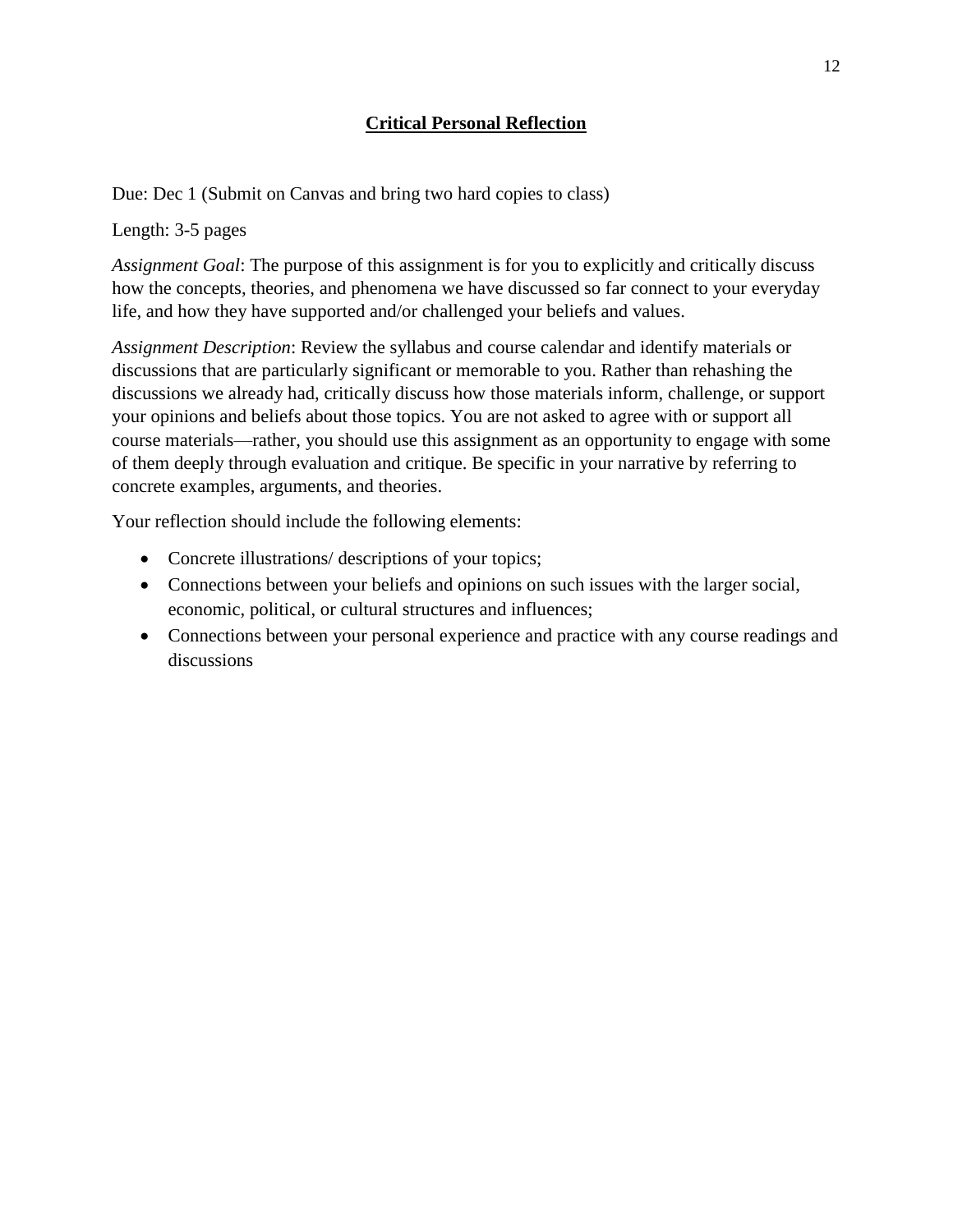# **Critical Personal Reflection**

Due: Dec 1 (Submit on Canvas and bring two hard copies to class)

Length: 3-5 pages

*Assignment Goal*: The purpose of this assignment is for you to explicitly and critically discuss how the concepts, theories, and phenomena we have discussed so far connect to your everyday life, and how they have supported and/or challenged your beliefs and values.

*Assignment Description*: Review the syllabus and course calendar and identify materials or discussions that are particularly significant or memorable to you. Rather than rehashing the discussions we already had, critically discuss how those materials inform, challenge, or support your opinions and beliefs about those topics. You are not asked to agree with or support all course materials—rather, you should use this assignment as an opportunity to engage with some of them deeply through evaluation and critique. Be specific in your narrative by referring to concrete examples, arguments, and theories.

Your reflection should include the following elements:

- Concrete illustrations/ descriptions of your topics;
- Connections between your beliefs and opinions on such issues with the larger social, economic, political, or cultural structures and influences;
- Connections between your personal experience and practice with any course readings and discussions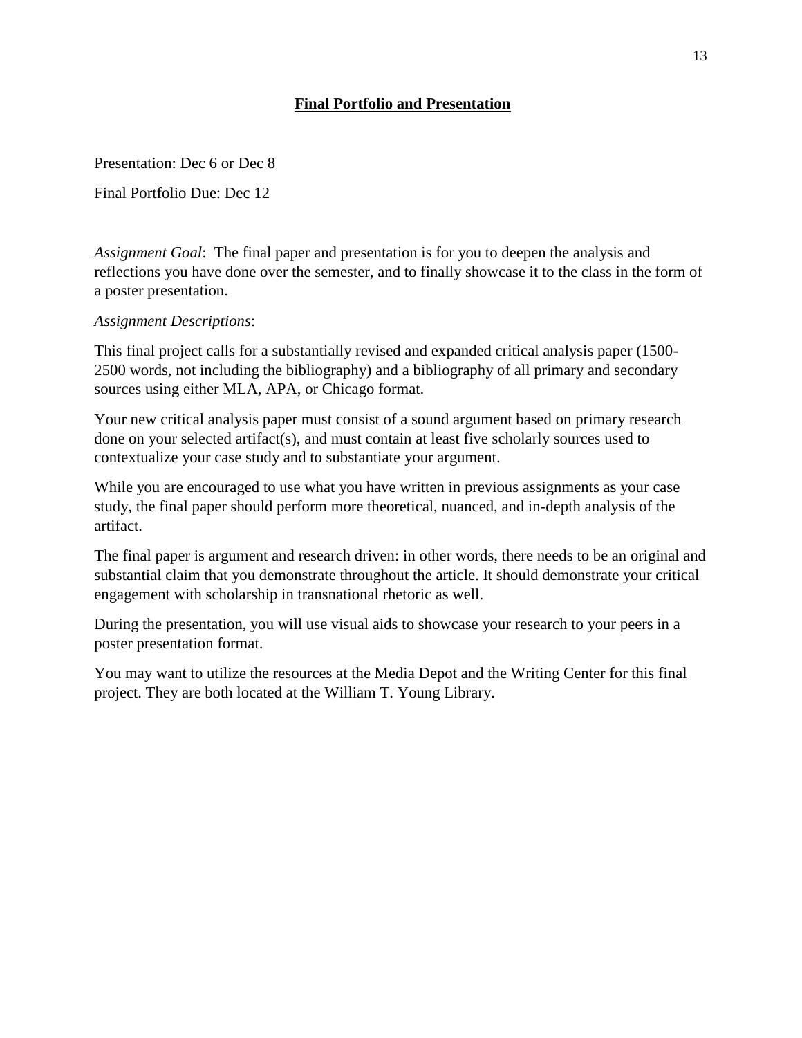## **Final Portfolio and Presentation**

Presentation: Dec 6 or Dec 8

Final Portfolio Due: Dec 12

*Assignment Goal*: The final paper and presentation is for you to deepen the analysis and reflections you have done over the semester, and to finally showcase it to the class in the form of a poster presentation.

*Assignment Descriptions*:

This final project calls for a substantially revised and expanded critical analysis paper (1500-2500 words, not including the bibliography) and a bibliography of all primary and secondary sources using either MLA, APA, or Chicago format.

Your new critical analysis paper must consist of a sound argument based on primary research done on your selected artifact(s), and must contain <u>at least five</u> scholarly sources used to contextualize your case study and to substantiate your argument.

While you are encouraged to use what you have written in previous assignments as your case study, the final paper should perform more theoretical, nuanced, and in-depth analysis of the artifact.

The final paper is argument and research driven: in other words, there needs to be an original and substantial claim that you demonstrate throughout the article. It should demonstrate your critical engagement with scholarship in transnational rhetoric as well.

During the presentation, you will use visual aids to showcase your research to your peers in a poster presentation format.

You may want to utilize the resources at the Media Depot and the Writing Center for this final project. They are both located at the William T. Young Library.